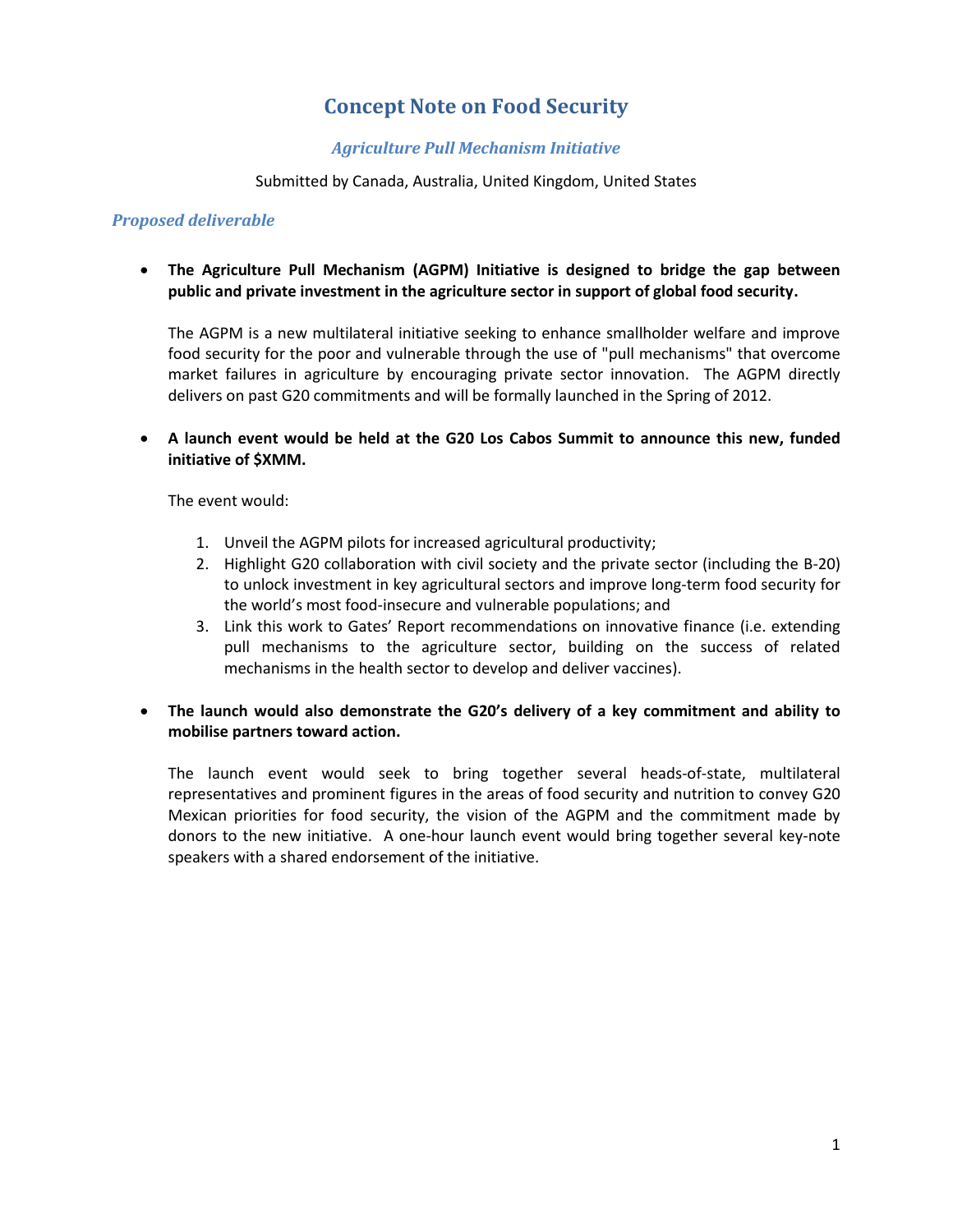# Concept Note on Food Security

## *Agriculture Pull Mechanism Initiative*

Submitted by Canada, Australia, United Kingdom, United States

### *Proposed deliverable*

- **The Agriculture Pull Mechanism (AGPM) Initiative is designed to bridge the gap between public and private investment in the agriculture sector in support of global food security.**

  The AGPM is a new multilateral initiative seeking to enhance smallholder welfare and improve food security for the poor and vulnerable through the use of "pull mechanisms" that overcome market failures in agriculture by encouraging private sector innovation. The AGPM directly delivers on past G20 commitments and will be formally launched in the Spring of 2012.

- **A launch event would be held at the G20 Los Cabos Summit to announce this new, funded initiative of $XMM.**

  The event would:

  1. Unveil the AGPM pilots for increased agricultural productivity;
  2. Highlight G20 collaboration with civil society and the private sector (including the B-20) to unlock investment in key agricultural sectors and improve long-term food security for the world's most food-insecure and vulnerable populations; and
  3. Link this work to Gates' Report recommendations on innovative finance (i.e. extending pull mechanisms to the agriculture sector, building on the success of related mechanisms in the health sector to develop and deliver vaccines).

- **The launch would also demonstrate the G20's delivery of a key commitment and ability to mobilise partners toward action.**

  The launch event would seek to bring together several heads-of-state, multilateral representatives and prominent figures in the areas of food security and nutrition to convey G20 Mexican priorities for food security, the vision of the AGPM and the commitment made by donors to the new initiative. A one-hour launch event would bring together several key-note speakers with a shared endorsement of the initiative.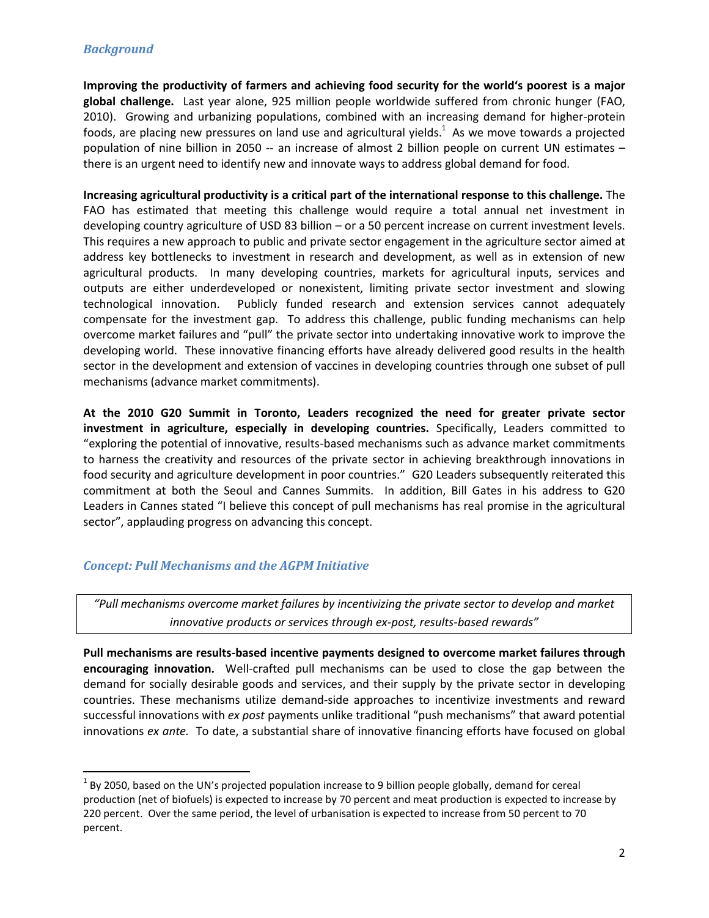## *Background*

**Improving the productivity of farmers and achieving food security for the world's poorest is a major global challenge.** Last year alone, 925 million people worldwide suffered from chronic hunger (FAO, 2010). Growing and urbanizing populations, combined with an increasing demand for higher-protein foods, are placing new pressures on land use and agricultural yields.[1] As we move towards a projected population of nine billion in 2050 -- an increase of almost 2 billion people on current UN estimates – there is an urgent need to identify new and innovate ways to address global demand for food.

**Increasing agricultural productivity is a critical part of the international response to this challenge.** The FAO has estimated that meeting this challenge would require a total annual net investment in developing country agriculture of USD 83 billion – or a 50 percent increase on current investment levels. This requires a new approach to public and private sector engagement in the agriculture sector aimed at address key bottlenecks to investment in research and development, as well as in extension of new agricultural products. In many developing countries, markets for agricultural inputs, services and outputs are either underdeveloped or nonexistent, limiting private sector investment and slowing technological innovation. Publicly funded research and extension services cannot adequately compensate for the investment gap. To address this challenge, public funding mechanisms can help overcome market failures and "pull" the private sector into undertaking innovative work to improve the developing world. These innovative financing efforts have already delivered good results in the health sector in the development and extension of vaccines in developing countries through one subset of pull mechanisms (advance market commitments).

**At the 2010 G20 Summit in Toronto, Leaders recognized the need for greater private sector investment in agriculture, especially in developing countries.** Specifically, Leaders committed to "exploring the potential of innovative, results-based mechanisms such as advance market commitments to harness the creativity and resources of the private sector in achieving breakthrough innovations in food security and agriculture development in poor countries." G20 Leaders subsequently reiterated this commitment at both the Seoul and Cannes Summits. In addition, Bill Gates in his address to G20 Leaders in Cannes stated "I believe this concept of pull mechanisms has real promise in the agricultural sector", applauding progress on advancing this concept.

## *Concept: Pull Mechanisms and the AGPM Initiative*

> *"Pull mechanisms overcome market failures by incentivizing the private sector to develop and market innovative products or services through ex-post, results-based rewards"*

**Pull mechanisms are results-based incentive payments designed to overcome market failures through encouraging innovation.** Well-crafted pull mechanisms can be used to close the gap between the demand for socially desirable goods and services, and their supply by the private sector in developing countries. These mechanisms utilize demand-side approaches to incentivize investments and reward successful innovations with *ex post* payments unlike traditional "push mechanisms" that award potential innovations *ex ante.* To date, a substantial share of innovative financing efforts have focused on global

---

[1] By 2050, based on the UN's projected population increase to 9 billion people globally, demand for cereal production (net of biofuels) is expected to increase by 70 percent and meat production is expected to increase by 220 percent. Over the same period, the level of urbanisation is expected to increase from 50 percent to 70 percent.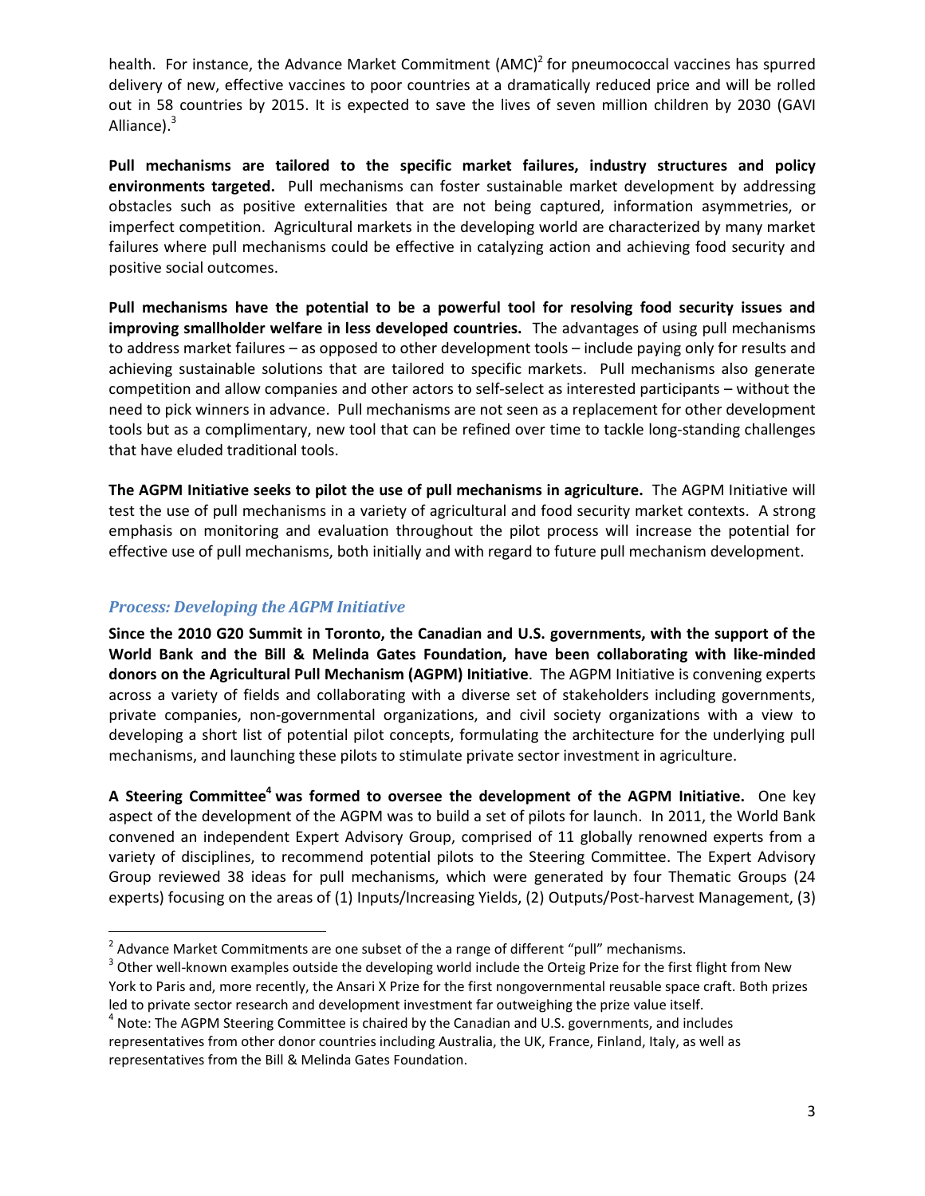health. For instance, the Advance Market Commitment (AMC)[2] for pneumococcal vaccines has spurred delivery of new, effective vaccines to poor countries at a dramatically reduced price and will be rolled out in 58 countries by 2015. It is expected to save the lives of seven million children by 2030 (GAVI Alliance).[3]

**Pull mechanisms are tailored to the specific market failures, industry structures and policy environments targeted.** Pull mechanisms can foster sustainable market development by addressing obstacles such as positive externalities that are not being captured, information asymmetries, or imperfect competition. Agricultural markets in the developing world are characterized by many market failures where pull mechanisms could be effective in catalyzing action and achieving food security and positive social outcomes.

**Pull mechanisms have the potential to be a powerful tool for resolving food security issues and improving smallholder welfare in less developed countries.** The advantages of using pull mechanisms to address market failures – as opposed to other development tools – include paying only for results and achieving sustainable solutions that are tailored to specific markets. Pull mechanisms also generate competition and allow companies and other actors to self-select as interested participants – without the need to pick winners in advance. Pull mechanisms are not seen as a replacement for other development tools but as a complimentary, new tool that can be refined over time to tackle long-standing challenges that have eluded traditional tools.

**The AGPM Initiative seeks to pilot the use of pull mechanisms in agriculture.** The AGPM Initiative will test the use of pull mechanisms in a variety of agricultural and food security market contexts. A strong emphasis on monitoring and evaluation throughout the pilot process will increase the potential for effective use of pull mechanisms, both initially and with regard to future pull mechanism development.

### *Process: Developing the AGPM Initiative*

**Since the 2010 G20 Summit in Toronto, the Canadian and U.S. governments, with the support of the World Bank and the Bill & Melinda Gates Foundation, have been collaborating with like-minded donors on the Agricultural Pull Mechanism (AGPM) Initiative**. The AGPM Initiative is convening experts across a variety of fields and collaborating with a diverse set of stakeholders including governments, private companies, non-governmental organizations, and civil society organizations with a view to developing a short list of potential pilot concepts, formulating the architecture for the underlying pull mechanisms, and launching these pilots to stimulate private sector investment in agriculture.

**A Steering Committee[4] was formed to oversee the development of the AGPM Initiative.** One key aspect of the development of the AGPM was to build a set of pilots for launch. In 2011, the World Bank convened an independent Expert Advisory Group, comprised of 11 globally renowned experts from a variety of disciplines, to recommend potential pilots to the Steering Committee. The Expert Advisory Group reviewed 38 ideas for pull mechanisms, which were generated by four Thematic Groups (24 experts) focusing on the areas of (1) Inputs/Increasing Yields, (2) Outputs/Post-harvest Management, (3)

---

[2] Advance Market Commitments are one subset of the a range of different "pull" mechanisms.

[3] Other well-known examples outside the developing world include the Orteig Prize for the first flight from New York to Paris and, more recently, the Ansari X Prize for the first nongovernmental reusable space craft. Both prizes led to private sector research and development investment far outweighing the prize value itself.

[4] Note: The AGPM Steering Committee is chaired by the Canadian and U.S. governments, and includes representatives from other donor countries including Australia, the UK, France, Finland, Italy, as well as representatives from the Bill & Melinda Gates Foundation.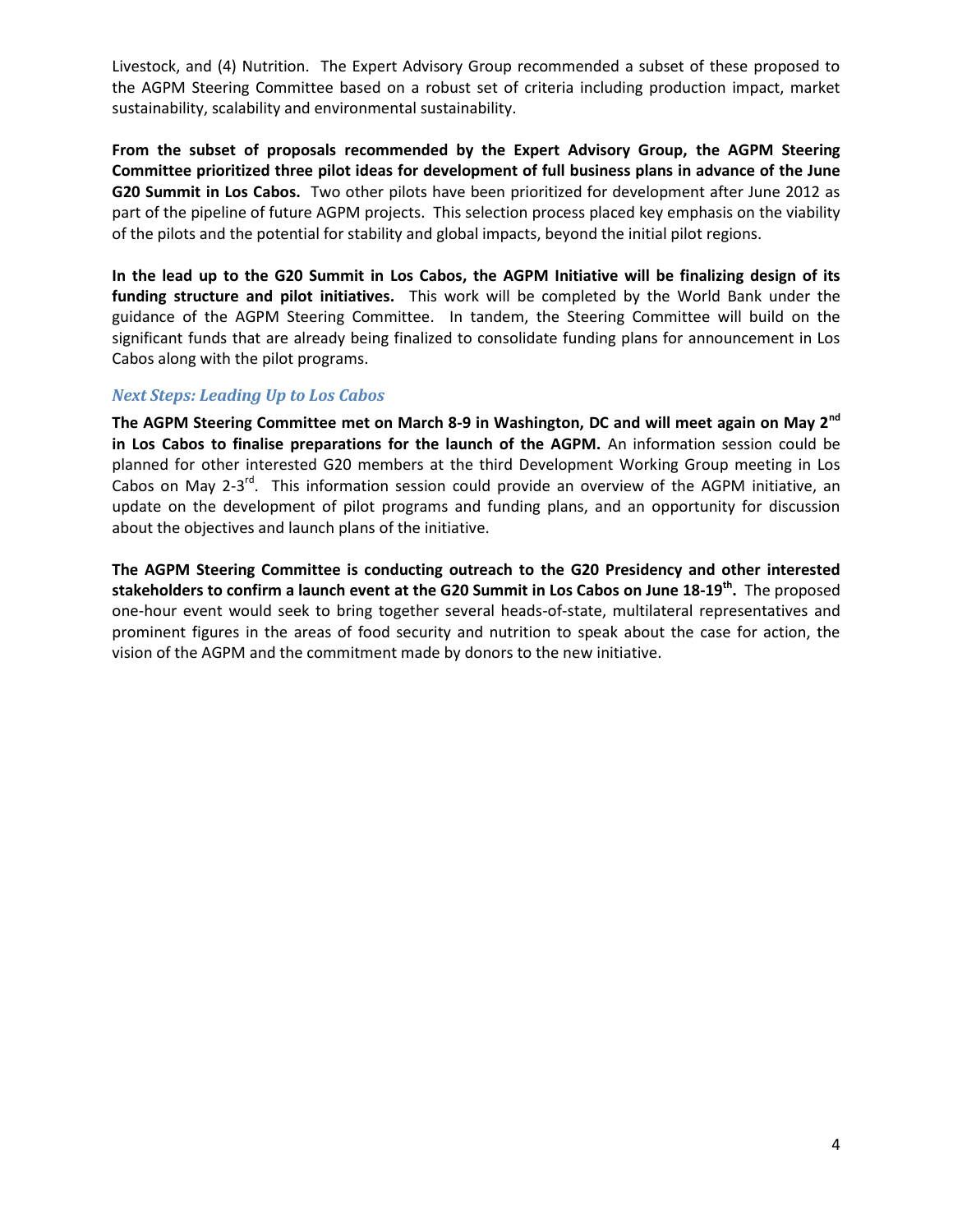Livestock, and (4) Nutrition. The Expert Advisory Group recommended a subset of these proposed to the AGPM Steering Committee based on a robust set of criteria including production impact, market sustainability, scalability and environmental sustainability.

**From the subset of proposals recommended by the Expert Advisory Group, the AGPM Steering Committee prioritized three pilot ideas for development of full business plans in advance of the June G20 Summit in Los Cabos.** Two other pilots have been prioritized for development after June 2012 as part of the pipeline of future AGPM projects. This selection process placed key emphasis on the viability of the pilots and the potential for stability and global impacts, beyond the initial pilot regions.

**In the lead up to the G20 Summit in Los Cabos, the AGPM Initiative will be finalizing design of its funding structure and pilot initiatives.** This work will be completed by the World Bank under the guidance of the AGPM Steering Committee. In tandem, the Steering Committee will build on the significant funds that are already being finalized to consolidate funding plans for announcement in Los Cabos along with the pilot programs.

### *Next Steps: Leading Up to Los Cabos*

**The AGPM Steering Committee met on March 8-9 in Washington, DC and will meet again on May 2nd in Los Cabos to finalise preparations for the launch of the AGPM.** An information session could be planned for other interested G20 members at the third Development Working Group meeting in Los Cabos on May 2-3rd. This information session could provide an overview of the AGPM initiative, an update on the development of pilot programs and funding plans, and an opportunity for discussion about the objectives and launch plans of the initiative.

**The AGPM Steering Committee is conducting outreach to the G20 Presidency and other interested stakeholders to confirm a launch event at the G20 Summit in Los Cabos on June 18-19th.** The proposed one-hour event would seek to bring together several heads-of-state, multilateral representatives and prominent figures in the areas of food security and nutrition to speak about the case for action, the vision of the AGPM and the commitment made by donors to the new initiative.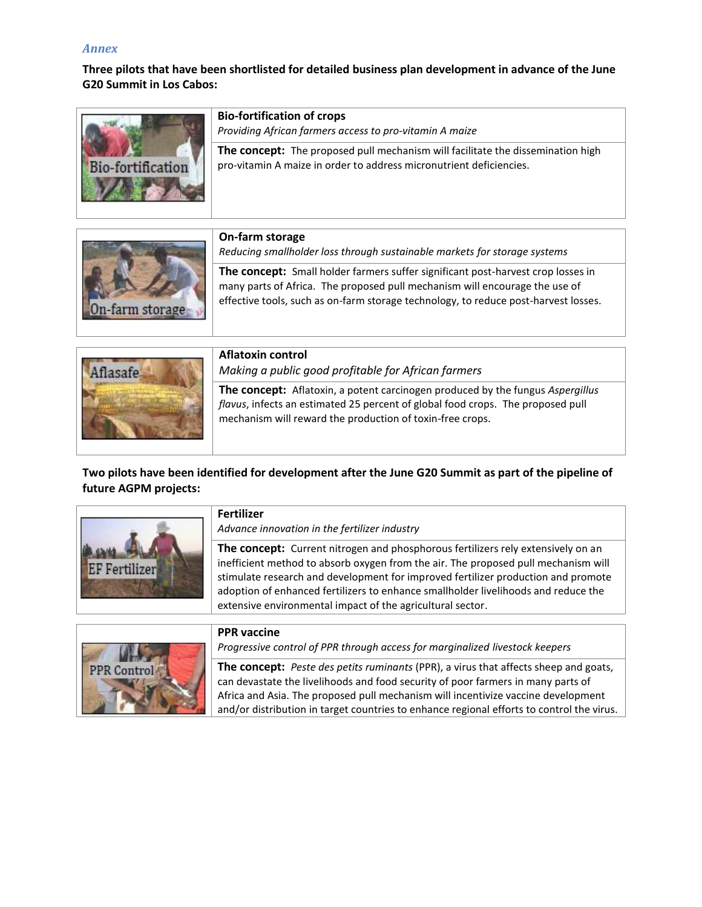*Annex*

**Three pilots that have been shortlisted for detailed business plan development in advance of the June G20 Summit in Los Cabos:**

**Bio-fortification of crops**

*Providing African farmers access to pro-vitamin A maize*

**The concept:** The proposed pull mechanism will facilitate the dissemination high pro-vitamin A maize in order to address micronutrient deficiencies.

**On-farm storage**

*Reducing smallholder loss through sustainable markets for storage systems*

**The concept:** Small holder farmers suffer significant post-harvest crop losses in many parts of Africa. The proposed pull mechanism will encourage the use of effective tools, such as on-farm storage technology, to reduce post-harvest losses.

**Aflatoxin control**

*Making a public good profitable for African farmers*

**The concept:** Aflatoxin, a potent carcinogen produced by the fungus *Aspergillus flavus*, infects an estimated 25 percent of global food crops. The proposed pull mechanism will reward the production of toxin-free crops.

**Two pilots have been identified for development after the June G20 Summit as part of the pipeline of future AGPM projects:**

**Fertilizer**

*Advance innovation in the fertilizer industry*

**The concept:** Current nitrogen and phosphorous fertilizers rely extensively on an inefficient method to absorb oxygen from the air. The proposed pull mechanism will stimulate research and development for improved fertilizer production and promote adoption of enhanced fertilizers to enhance smallholder livelihoods and reduce the extensive environmental impact of the agricultural sector.

**PPR vaccine**

*Progressive control of PPR through access for marginalized livestock keepers*

**The concept:** *Peste des petits ruminants* (PPR), a virus that affects sheep and goats, can devastate the livelihoods and food security of poor farmers in many parts of Africa and Asia. The proposed pull mechanism will incentivize vaccine development and/or distribution in target countries to enhance regional efforts to control the virus.